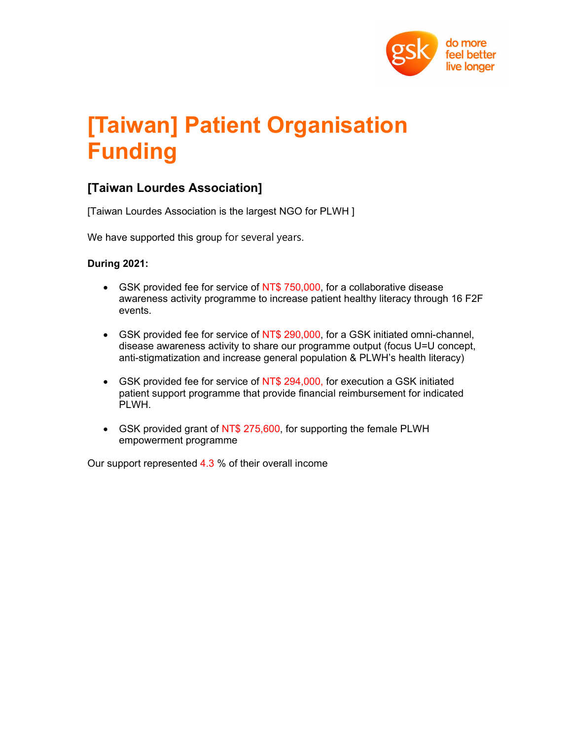# [Taiwan] Patient Organisation Funding

## [Taiwan Lourdes Association]

[Taiwan Lourdes Association is the largest NGO for PLWH ]

We have supported this group for several years.

**During 2021:**

- GSK provided fee for service of NT$ 750,000, for a collaborative disease awareness activity programme to increase patient healthy literacy through 16 F2F events.
- GSK provided fee for service of NT$ 290,000, for a GSK initiated omni-channel, disease awareness activity to share our programme output (focus U=U concept, anti-stigmatization and increase general population & PLWH's health literacy)
- GSK provided fee for service of NT$ 294,000, for execution a GSK initiated patient support programme that provide financial reimbursement for indicated PLWH.
- GSK provided grant of NT$ 275,600, for supporting the female PLWH empowerment programme

Our support represented 4.3 % of their overall income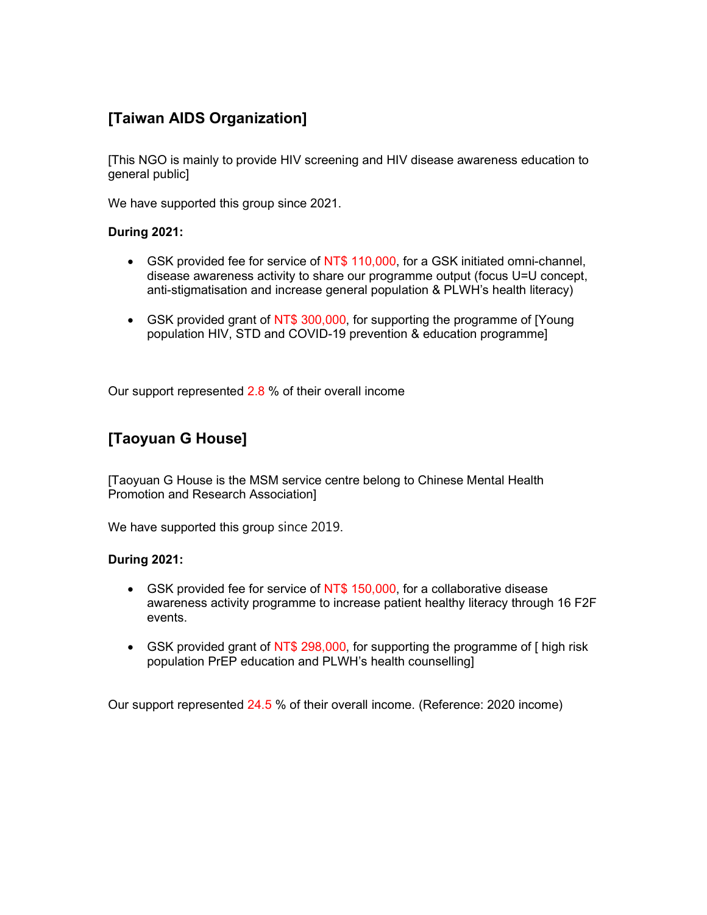## [Taiwan AIDS Organization]

[This NGO is mainly to provide HIV screening and HIV disease awareness education to general public]

We have supported this group since 2021.

**During 2021:**

- GSK provided fee for service of NT$ 110,000, for a GSK initiated omni-channel, disease awareness activity to share our programme output (focus U=U concept, anti-stigmatisation and increase general population & PLWH's health literacy)

- GSK provided grant of NT$ 300,000, for supporting the programme of [Young population HIV, STD and COVID-19 prevention & education programme]

Our support represented 2.8 % of their overall income

## [Taoyuan G House]

[Taoyuan G House is the MSM service centre belong to Chinese Mental Health Promotion and Research Association]

We have supported this group since 2019.

**During 2021:**

- GSK provided fee for service of NT$ 150,000, for a collaborative disease awareness activity programme to increase patient healthy literacy through 16 F2F events.

- GSK provided grant of NT$ 298,000, for supporting the programme of [ high risk population PrEP education and PLWH's health counselling]

Our support represented 24.5 % of their overall income. (Reference: 2020 income)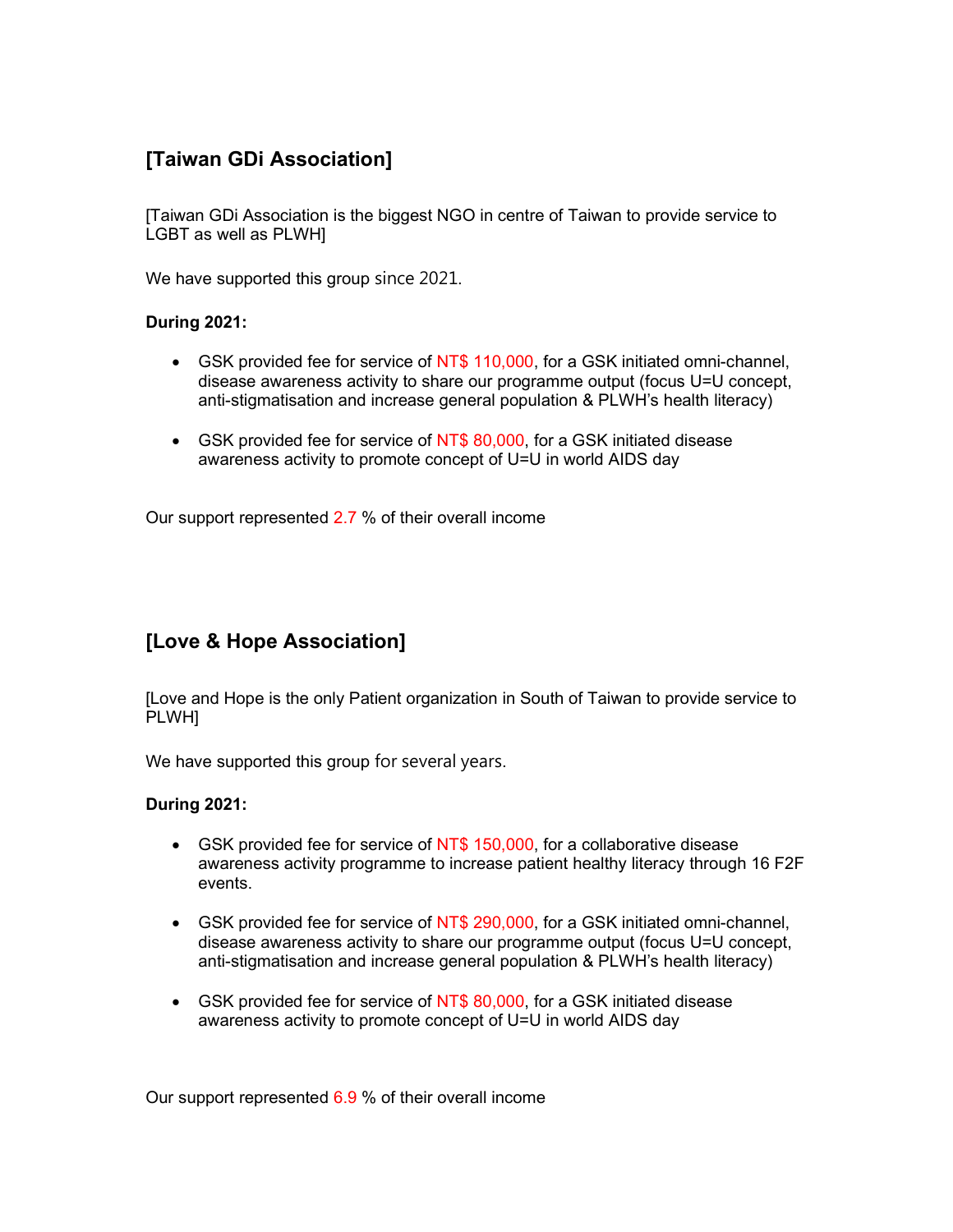## [Taiwan GDi Association]

[Taiwan GDi Association is the biggest NGO in centre of Taiwan to provide service to LGBT as well as PLWH]

We have supported this group since 2021.

**During 2021:**

- GSK provided fee for service of NT$ 110,000, for a GSK initiated omni-channel, disease awareness activity to share our programme output (focus U=U concept, anti-stigmatisation and increase general population & PLWH's health literacy)
- GSK provided fee for service of NT$ 80,000, for a GSK initiated disease awareness activity to promote concept of U=U in world AIDS day

Our support represented 2.7 % of their overall income

## [Love & Hope Association]

[Love and Hope is the only Patient organization in South of Taiwan to provide service to PLWH]

We have supported this group for several years.

**During 2021:**

- GSK provided fee for service of NT$ 150,000, for a collaborative disease awareness activity programme to increase patient healthy literacy through 16 F2F events.
- GSK provided fee for service of NT$ 290,000, for a GSK initiated omni-channel, disease awareness activity to share our programme output (focus U=U concept, anti-stigmatisation and increase general population & PLWH's health literacy)
- GSK provided fee for service of NT$ 80,000, for a GSK initiated disease awareness activity to promote concept of U=U in world AIDS day

Our support represented 6.9 % of their overall income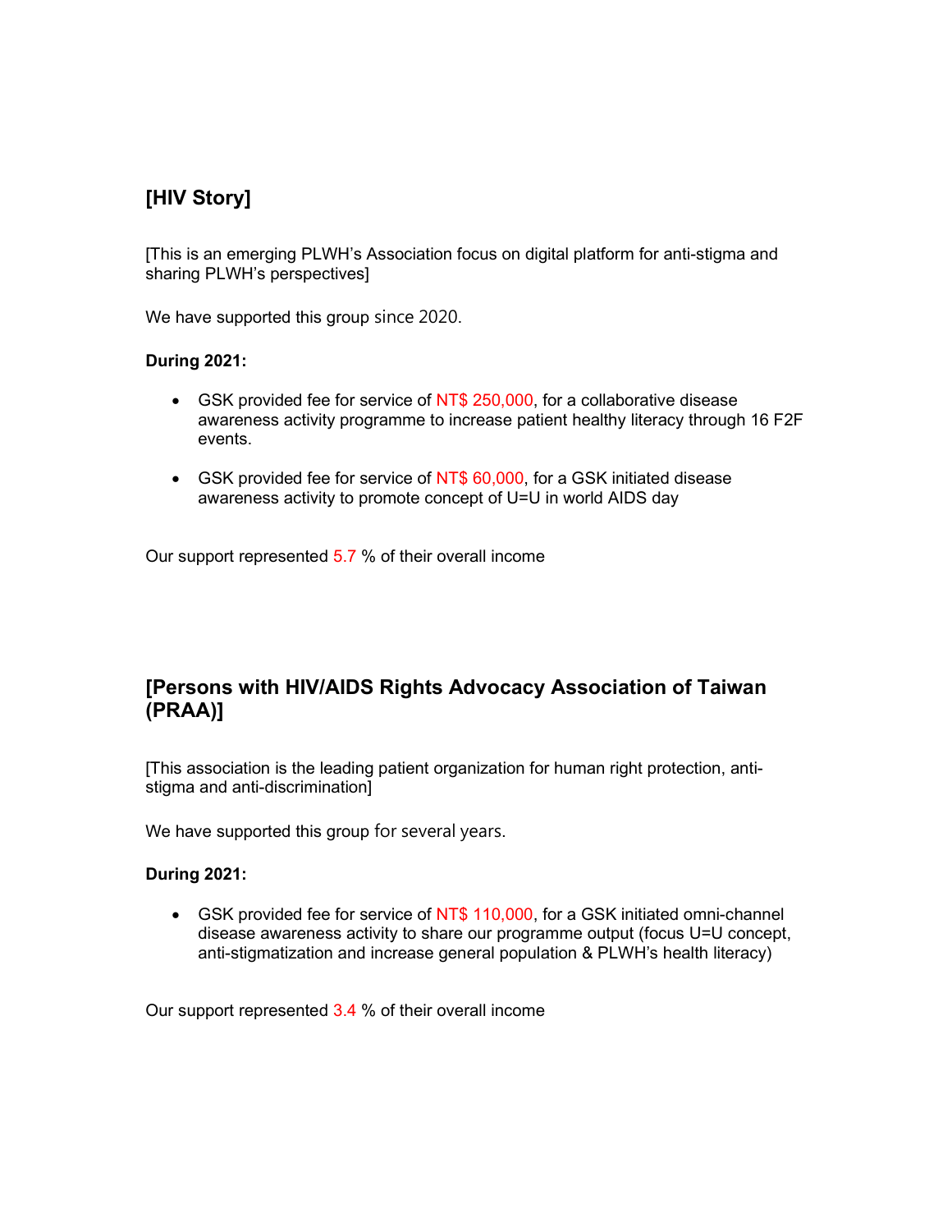## [HIV Story]

[This is an emerging PLWH's Association focus on digital platform for anti-stigma and sharing PLWH's perspectives]

We have supported this group since 2020.

**During 2021:**

- GSK provided fee for service of NT$ 250,000, for a collaborative disease awareness activity programme to increase patient healthy literacy through 16 F2F events.
- GSK provided fee for service of NT$ 60,000, for a GSK initiated disease awareness activity to promote concept of U=U in world AIDS day

Our support represented 5.7 % of their overall income

## [Persons with HIV/AIDS Rights Advocacy Association of Taiwan (PRAA)]

[This association is the leading patient organization for human right protection, anti-stigma and anti-discrimination]

We have supported this group for several years.

**During 2021:**

- GSK provided fee for service of NT$ 110,000, for a GSK initiated omni-channel disease awareness activity to share our programme output (focus U=U concept, anti-stigmatization and increase general population & PLWH's health literacy)

Our support represented 3.4 % of their overall income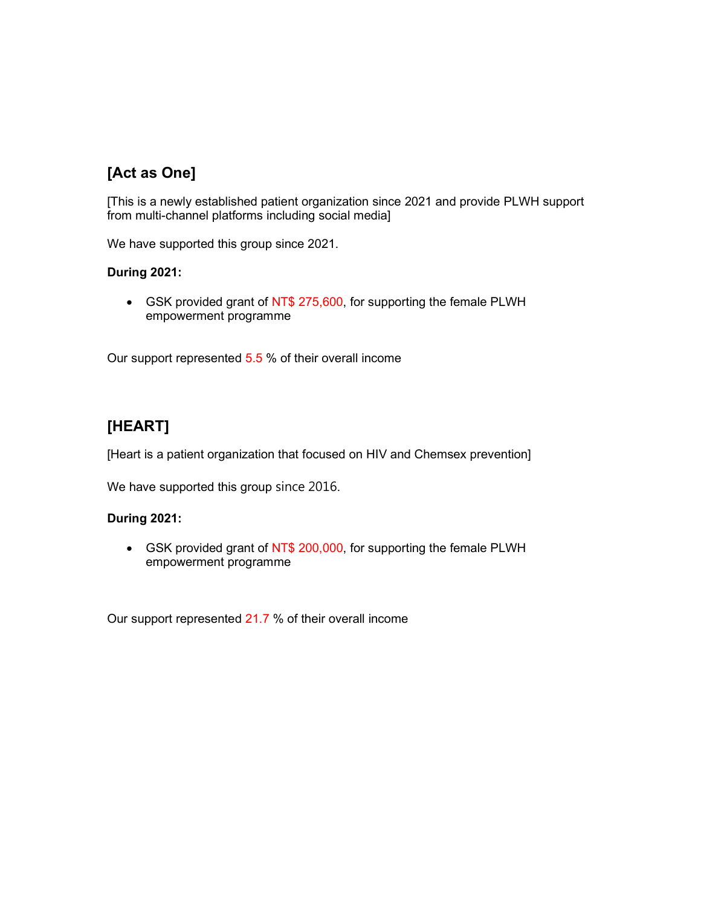## [Act as One]

[This is a newly established patient organization since 2021 and provide PLWH support from multi-channel platforms including social media]

We have supported this group since 2021.

**During 2021:**

- GSK provided grant of NT$ 275,600, for supporting the female PLWH empowerment programme

Our support represented 5.5 % of their overall income

## [HEART]

[Heart is a patient organization that focused on HIV and Chemsex prevention]

We have supported this group since 2016.

**During 2021:**

- GSK provided grant of NT$ 200,000, for supporting the female PLWH empowerment programme

Our support represented 21.7 % of their overall income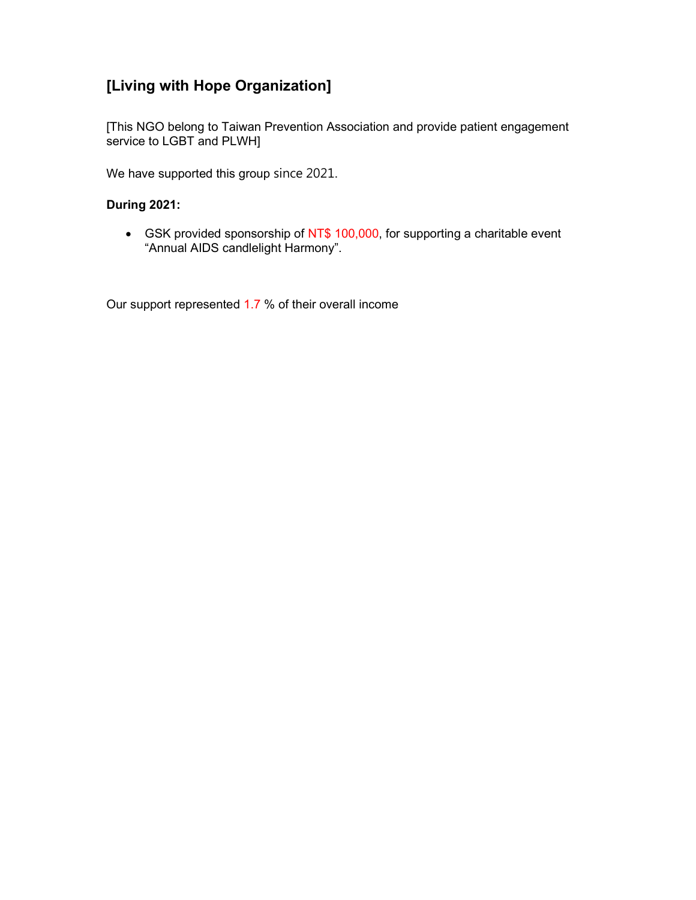## [Living with Hope Organization]

[This NGO belong to Taiwan Prevention Association and provide patient engagement service to LGBT and PLWH]

We have supported this group since 2021.

**During 2021:**

- GSK provided sponsorship of NT$ 100,000, for supporting a charitable event "Annual AIDS candlelight Harmony".

Our support represented 1.7 % of their overall income